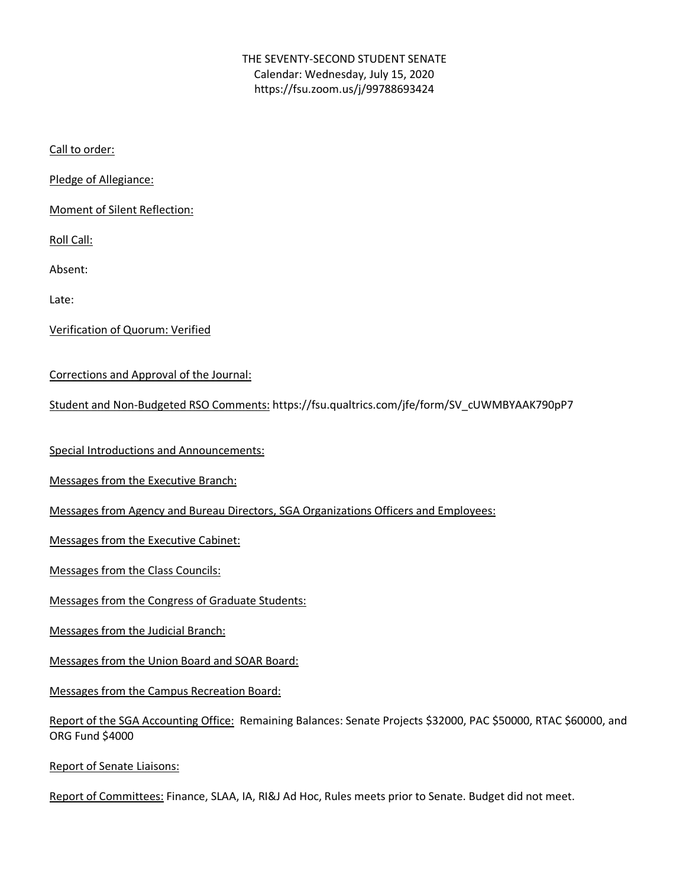THE SEVENTY-SECOND STUDENT SENATE
Calendar: Wednesday, July 15, 2020
https://fsu.zoom.us/j/99788693424

<u>Call to order:</u>

<u>Pledge of Allegiance:</u>

<u>Moment of Silent Reflection:</u>

<u>Roll Call:</u>

Absent:

Late:

<u>Verification of Quorum: Verified</u>

<u>Corrections and Approval of the Journal:</u>

<u>Student and Non-Budgeted RSO Comments:</u> https://fsu.qualtrics.com/jfe/form/SV_cUWMBYAAK790pP7

<u>Special Introductions and Announcements:</u>

<u>Messages from the Executive Branch:</u>

<u>Messages from Agency and Bureau Directors, SGA Organizations Officers and Employees:</u>

<u>Messages from the Executive Cabinet:</u>

<u>Messages from the Class Councils:</u>

<u>Messages from the Congress of Graduate Students:</u>

<u>Messages from the Judicial Branch:</u>

<u>Messages from the Union Board and SOAR Board:</u>

<u>Messages from the Campus Recreation Board:</u>

<u>Report of the SGA Accounting Office:</u> Remaining Balances: Senate Projects $32000, PAC $50000, RTAC $60000, and ORG Fund $4000

<u>Report of Senate Liaisons:</u>

<u>Report of Committees:</u> Finance, SLAA, IA, RI&J Ad Hoc, Rules meets prior to Senate. Budget did not meet.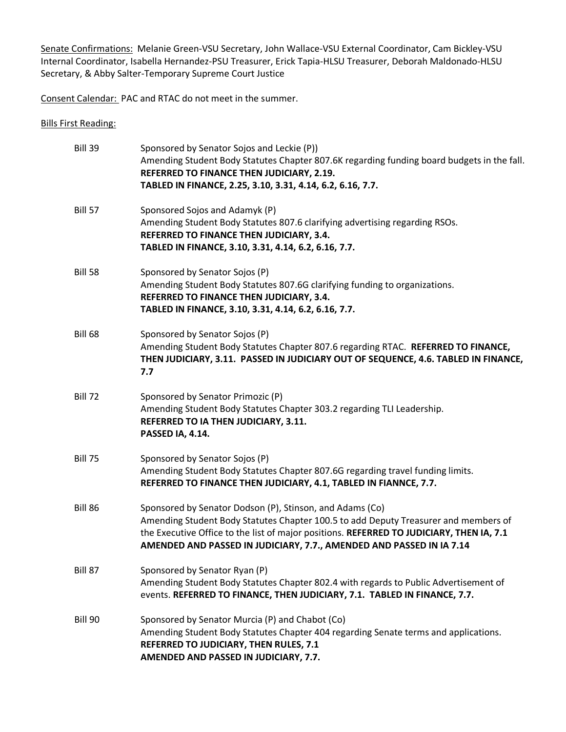Senate Confirmations: Melanie Green-VSU Secretary, John Wallace-VSU External Coordinator, Cam Bickley-VSU Internal Coordinator, Isabella Hernandez-PSU Treasurer, Erick Tapia-HLSU Treasurer, Deborah Maldonado-HLSU Secretary, & Abby Salter-Temporary Supreme Court Justice

Consent Calendar: PAC and RTAC do not meet in the summer.

Bills First Reading:

Bill 39 — Sponsored by Senator Sojos and Leckie (P))
Amending Student Body Statutes Chapter 807.6K regarding funding board budgets in the fall.
**REFERRED TO FINANCE THEN JUDICIARY, 2.19.**
**TABLED IN FINANCE, 2.25, 3.10, 3.31, 4.14, 6.2, 6.16, 7.7.**

Bill 57 — Sponsored Sojos and Adamyk (P)
Amending Student Body Statutes 807.6 clarifying advertising regarding RSOs.
**REFERRED TO FINANCE THEN JUDICIARY, 3.4.**
**TABLED IN FINANCE, 3.10, 3.31, 4.14, 6.2, 6.16, 7.7.**

Bill 58 — Sponsored by Senator Sojos (P)
Amending Student Body Statutes 807.6G clarifying funding to organizations.
**REFERRED TO FINANCE THEN JUDICIARY, 3.4.**
**TABLED IN FINANCE, 3.10, 3.31, 4.14, 6.2, 6.16, 7.7.**

Bill 68 — Sponsored by Senator Sojos (P)
Amending Student Body Statutes Chapter 807.6 regarding RTAC. **REFERRED TO FINANCE, THEN JUDICIARY, 3.11. PASSED IN JUDICIARY OUT OF SEQUENCE, 4.6. TABLED IN FINANCE, 7.7**

Bill 72 — Sponsored by Senator Primozic (P)
Amending Student Body Statutes Chapter 303.2 regarding TLI Leadership.
**REFERRED TO IA THEN JUDICIARY, 3.11.**
**PASSED IA, 4.14.**

Bill 75 — Sponsored by Senator Sojos (P)
Amending Student Body Statutes Chapter 807.6G regarding travel funding limits.
**REFERRED TO FINANCE THEN JUDICIARY, 4.1, TABLED IN FIANNCE, 7.7.**

Bill 86 — Sponsored by Senator Dodson (P), Stinson, and Adams (Co)
Amending Student Body Statutes Chapter 100.5 to add Deputy Treasurer and members of the Executive Office to the list of major positions. **REFERRED TO JUDICIARY, THEN IA, 7.1 AMENDED AND PASSED IN JUDICIARY, 7.7., AMENDED AND PASSED IN IA 7.14**

Bill 87 — Sponsored by Senator Ryan (P)
Amending Student Body Statutes Chapter 802.4 with regards to Public Advertisement of events. **REFERRED TO FINANCE, THEN JUDICIARY, 7.1. TABLED IN FINANCE, 7.7.**

Bill 90 — Sponsored by Senator Murcia (P) and Chabot (Co)
Amending Student Body Statutes Chapter 404 regarding Senate terms and applications.
**REFERRED TO JUDICIARY, THEN RULES, 7.1**
**AMENDED AND PASSED IN JUDICIARY, 7.7.**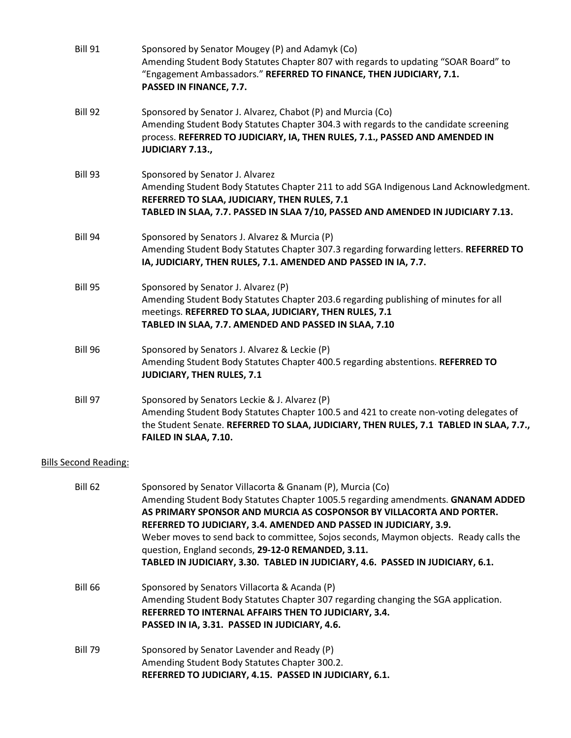Bill 91 Sponsored by Senator Mougey (P) and Adamyk (Co)
Amending Student Body Statutes Chapter 807 with regards to updating "SOAR Board" to "Engagement Ambassadors." **REFERRED TO FINANCE, THEN JUDICIARY, 7.1. PASSED IN FINANCE, 7.7.**

Bill 92 Sponsored by Senator J. Alvarez, Chabot (P) and Murcia (Co)
Amending Student Body Statutes Chapter 304.3 with regards to the candidate screening process. **REFERRED TO JUDICIARY, IA, THEN RULES, 7.1., PASSED AND AMENDED IN JUDICIARY 7.13.,**

Bill 93 Sponsored by Senator J. Alvarez
Amending Student Body Statutes Chapter 211 to add SGA Indigenous Land Acknowledgment. **REFERRED TO SLAA, JUDICIARY, THEN RULES, 7.1**
**TABLED IN SLAA, 7.7. PASSED IN SLAA 7/10, PASSED AND AMENDED IN JUDICIARY 7.13.**

Bill 94 Sponsored by Senators J. Alvarez & Murcia (P)
Amending Student Body Statutes Chapter 307.3 regarding forwarding letters. **REFERRED TO IA, JUDICIARY, THEN RULES, 7.1. AMENDED AND PASSED IN IA, 7.7.**

Bill 95 Sponsored by Senator J. Alvarez (P)
Amending Student Body Statutes Chapter 203.6 regarding publishing of minutes for all meetings. **REFERRED TO SLAA, JUDICIARY, THEN RULES, 7.1**
**TABLED IN SLAA, 7.7. AMENDED AND PASSED IN SLAA, 7.10**

Bill 96 Sponsored by Senators J. Alvarez & Leckie (P)
Amending Student Body Statutes Chapter 400.5 regarding abstentions. **REFERRED TO JUDICIARY, THEN RULES, 7.1**

Bill 97 Sponsored by Senators Leckie & J. Alvarez (P)
Amending Student Body Statutes Chapter 100.5 and 421 to create non-voting delegates of the Student Senate. **REFERRED TO SLAA, JUDICIARY, THEN RULES, 7.1 TABLED IN SLAA, 7.7., FAILED IN SLAA, 7.10.**

Bills Second Reading:

Bill 62 Sponsored by Senator Villacorta & Gnanam (P), Murcia (Co)
Amending Student Body Statutes Chapter 1005.5 regarding amendments. **GNANAM ADDED AS PRIMARY SPONSOR AND MURCIA AS COSPONSOR BY VILLACORTA AND PORTER. REFERRED TO JUDICIARY, 3.4. AMENDED AND PASSED IN JUDICIARY, 3.9.**
Weber moves to send back to committee, Sojos seconds, Maymon objects. Ready calls the question, England seconds, **29-12-0 REMANDED, 3.11.**
**TABLED IN JUDICIARY, 3.30. TABLED IN JUDICIARY, 4.6. PASSED IN JUDICIARY, 6.1.**

Bill 66 Sponsored by Senators Villacorta & Acanda (P)
Amending Student Body Statutes Chapter 307 regarding changing the SGA application.
**REFERRED TO INTERNAL AFFAIRS THEN TO JUDICIARY, 3.4.**
**PASSED IN IA, 3.31. PASSED IN JUDICIARY, 4.6.**

Bill 79 Sponsored by Senator Lavender and Ready (P)
Amending Student Body Statutes Chapter 300.2.
**REFERRED TO JUDICIARY, 4.15. PASSED IN JUDICIARY, 6.1.**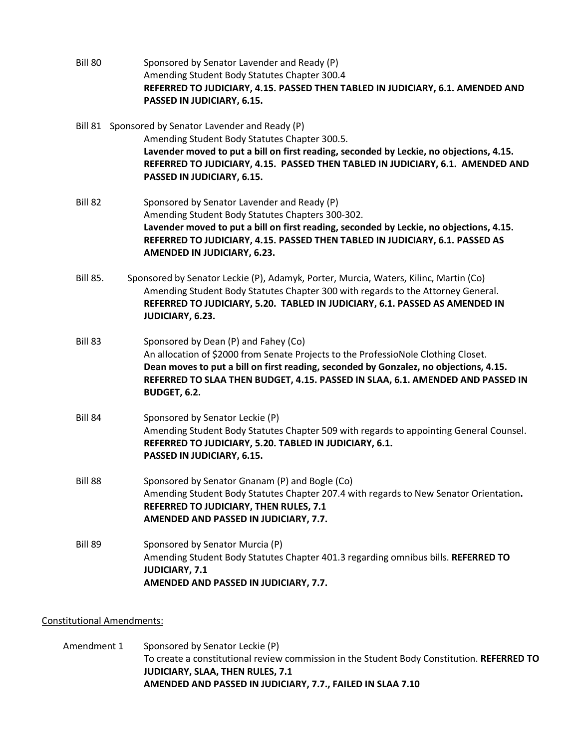Bill 80 Sponsored by Senator Lavender and Ready (P)
Amending Student Body Statutes Chapter 300.4
**REFERRED TO JUDICIARY, 4.15. PASSED THEN TABLED IN JUDICIARY, 6.1. AMENDED AND PASSED IN JUDICIARY, 6.15.**

Bill 81 Sponsored by Senator Lavender and Ready (P)
Amending Student Body Statutes Chapter 300.5.
**Lavender moved to put a bill on first reading, seconded by Leckie, no objections, 4.15. REFERRED TO JUDICIARY, 4.15. PASSED THEN TABLED IN JUDICIARY, 6.1. AMENDED AND PASSED IN JUDICIARY, 6.15.**

Bill 82 Sponsored by Senator Lavender and Ready (P)
Amending Student Body Statutes Chapters 300-302.
**Lavender moved to put a bill on first reading, seconded by Leckie, no objections, 4.15. REFERRED TO JUDICIARY, 4.15. PASSED THEN TABLED IN JUDICIARY, 6.1. PASSED AS AMENDED IN JUDICIARY, 6.23.**

Bill 85. Sponsored by Senator Leckie (P), Adamyk, Porter, Murcia, Waters, Kilinc, Martin (Co)
Amending Student Body Statutes Chapter 300 with regards to the Attorney General.
**REFERRED TO JUDICIARY, 5.20. TABLED IN JUDICIARY, 6.1. PASSED AS AMENDED IN JUDICIARY, 6.23.**

Bill 83 Sponsored by Dean (P) and Fahey (Co)
An allocation of $2000 from Senate Projects to the ProfessioNole Clothing Closet.
**Dean moves to put a bill on first reading, seconded by Gonzalez, no objections, 4.15. REFERRED TO SLAA THEN BUDGET, 4.15. PASSED IN SLAA, 6.1. AMENDED AND PASSED IN BUDGET, 6.2.**

Bill 84 Sponsored by Senator Leckie (P)
Amending Student Body Statutes Chapter 509 with regards to appointing General Counsel.
**REFERRED TO JUDICIARY, 5.20. TABLED IN JUDICIARY, 6.1.**
**PASSED IN JUDICIARY, 6.15.**

Bill 88 Sponsored by Senator Gnanam (P) and Bogle (Co)
Amending Student Body Statutes Chapter 207.4 with regards to New Senator Orientation**.**
**REFERRED TO JUDICIARY, THEN RULES, 7.1**
**AMENDED AND PASSED IN JUDICIARY, 7.7.**

Bill 89 Sponsored by Senator Murcia (P)
Amending Student Body Statutes Chapter 401.3 regarding omnibus bills. **REFERRED TO JUDICIARY, 7.1**
**AMENDED AND PASSED IN JUDICIARY, 7.7.**

<u>Constitutional Amendments:</u>

Amendment 1 Sponsored by Senator Leckie (P)
To create a constitutional review commission in the Student Body Constitution. **REFERRED TO JUDICIARY, SLAA, THEN RULES, 7.1**
**AMENDED AND PASSED IN JUDICIARY, 7.7., FAILED IN SLAA 7.10**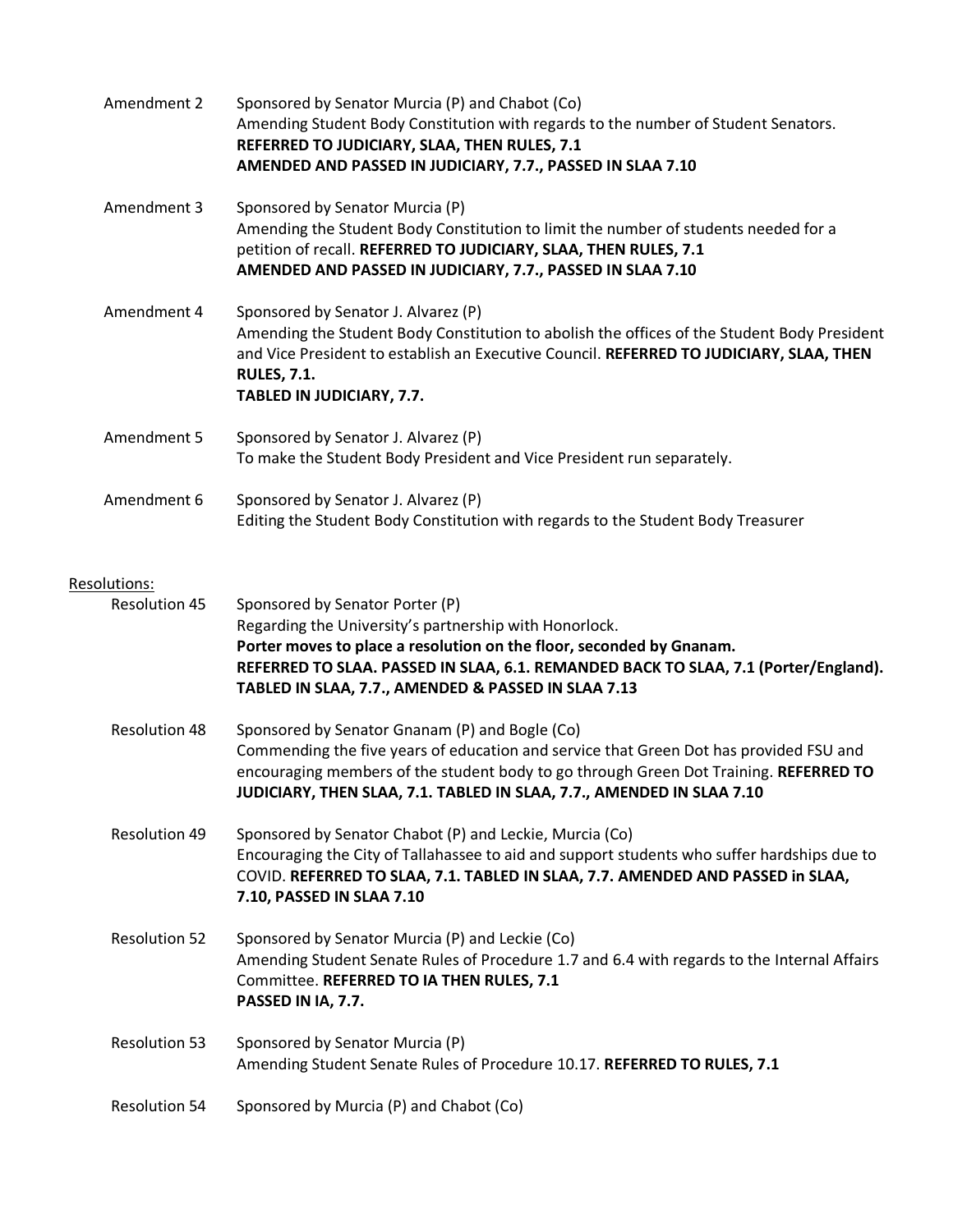Amendment 2 — Sponsored by Senator Murcia (P) and Chabot (Co)
Amending Student Body Constitution with regards to the number of Student Senators.
**REFERRED TO JUDICIARY, SLAA, THEN RULES, 7.1**
**AMENDED AND PASSED IN JUDICIARY, 7.7., PASSED IN SLAA 7.10**

Amendment 3 — Sponsored by Senator Murcia (P)
Amending the Student Body Constitution to limit the number of students needed for a petition of recall. **REFERRED TO JUDICIARY, SLAA, THEN RULES, 7.1**
**AMENDED AND PASSED IN JUDICIARY, 7.7., PASSED IN SLAA 7.10**

Amendment 4 — Sponsored by Senator J. Alvarez (P)
Amending the Student Body Constitution to abolish the offices of the Student Body President and Vice President to establish an Executive Council. **REFERRED TO JUDICIARY, SLAA, THEN RULES, 7.1.**
**TABLED IN JUDICIARY, 7.7.**

Amendment 5 — Sponsored by Senator J. Alvarez (P)
To make the Student Body President and Vice President run separately.

Amendment 6 — Sponsored by Senator J. Alvarez (P)
Editing the Student Body Constitution with regards to the Student Body Treasurer

Resolutions:

Resolution 45 — Sponsored by Senator Porter (P)
Regarding the University's partnership with Honorlock.
**Porter moves to place a resolution on the floor, seconded by Gnanam.**
**REFERRED TO SLAA. PASSED IN SLAA, 6.1. REMANDED BACK TO SLAA, 7.1 (Porter/England). TABLED IN SLAA, 7.7., AMENDED & PASSED IN SLAA 7.13**

Resolution 48 — Sponsored by Senator Gnanam (P) and Bogle (Co)
Commending the five years of education and service that Green Dot has provided FSU and encouraging members of the student body to go through Green Dot Training. **REFERRED TO JUDICIARY, THEN SLAA, 7.1. TABLED IN SLAA, 7.7., AMENDED IN SLAA 7.10**

Resolution 49 — Sponsored by Senator Chabot (P) and Leckie, Murcia (Co)
Encouraging the City of Tallahassee to aid and support students who suffer hardships due to COVID. **REFERRED TO SLAA, 7.1. TABLED IN SLAA, 7.7. AMENDED AND PASSED in SLAA, 7.10, PASSED IN SLAA 7.10**

Resolution 52 — Sponsored by Senator Murcia (P) and Leckie (Co)
Amending Student Senate Rules of Procedure 1.7 and 6.4 with regards to the Internal Affairs Committee. **REFERRED TO IA THEN RULES, 7.1**
**PASSED IN IA, 7.7.**

Resolution 53 — Sponsored by Senator Murcia (P)
Amending Student Senate Rules of Procedure 10.17. **REFERRED TO RULES, 7.1**

Resolution 54 — Sponsored by Murcia (P) and Chabot (Co)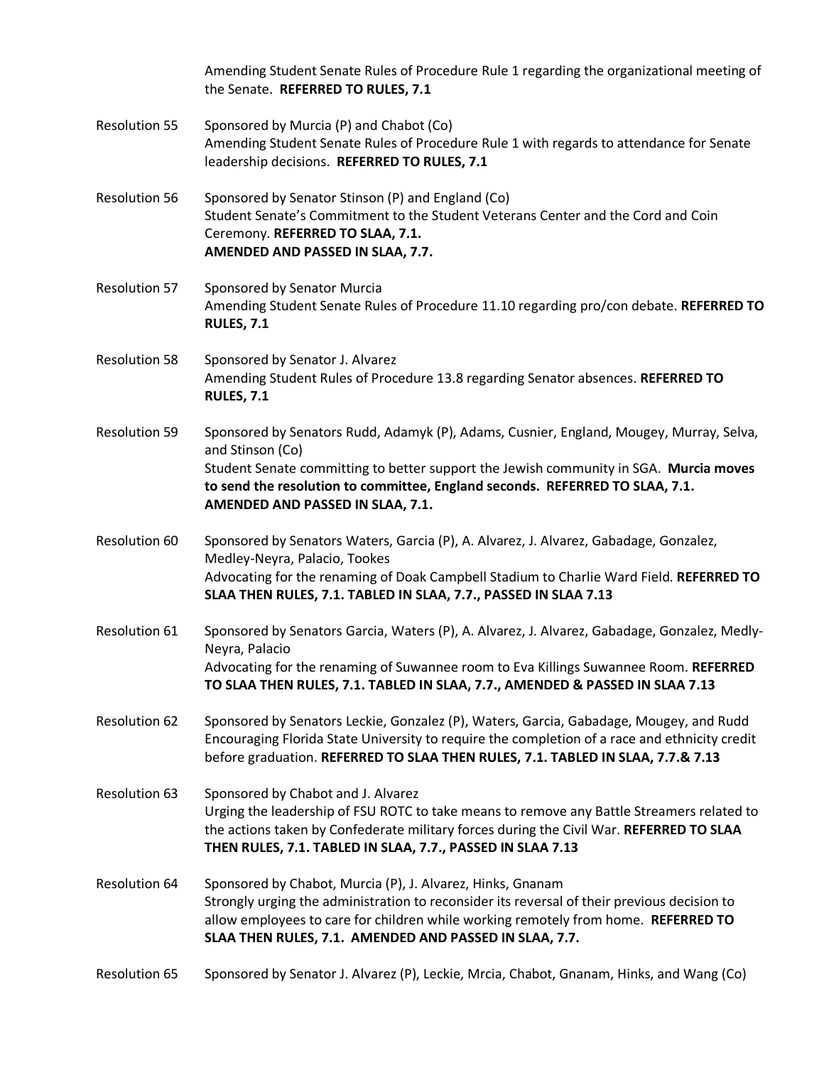Amending Student Senate Rules of Procedure Rule 1 regarding the organizational meeting of the Senate. **REFERRED TO RULES, 7.1**

Resolution 55 — Sponsored by Murcia (P) and Chabot (Co)
Amending Student Senate Rules of Procedure Rule 1 with regards to attendance for Senate leadership decisions. **REFERRED TO RULES, 7.1**

Resolution 56 — Sponsored by Senator Stinson (P) and England (Co)
Student Senate's Commitment to the Student Veterans Center and the Cord and Coin Ceremony. **REFERRED TO SLAA, 7.1.**
**AMENDED AND PASSED IN SLAA, 7.7.**

Resolution 57 — Sponsored by Senator Murcia
Amending Student Senate Rules of Procedure 11.10 regarding pro/con debate. **REFERRED TO RULES, 7.1**

Resolution 58 — Sponsored by Senator J. Alvarez
Amending Student Rules of Procedure 13.8 regarding Senator absences. **REFERRED TO RULES, 7.1**

Resolution 59 — Sponsored by Senators Rudd, Adamyk (P), Adams, Cusnier, England, Mougey, Murray, Selva, and Stinson (Co)
Student Senate committing to better support the Jewish community in SGA. **Murcia moves to send the resolution to committee, England seconds. REFERRED TO SLAA, 7.1. AMENDED AND PASSED IN SLAA, 7.1.**

Resolution 60 — Sponsored by Senators Waters, Garcia (P), A. Alvarez, J. Alvarez, Gabadage, Gonzalez, Medley-Neyra, Palacio, Tookes
Advocating for the renaming of Doak Campbell Stadium to Charlie Ward Field. **REFERRED TO SLAA THEN RULES, 7.1. TABLED IN SLAA, 7.7., PASSED IN SLAA 7.13**

Resolution 61 — Sponsored by Senators Garcia, Waters (P), A. Alvarez, J. Alvarez, Gabadage, Gonzalez, Medly-Neyra, Palacio
Advocating for the renaming of Suwannee room to Eva Killings Suwannee Room. **REFERRED TO SLAA THEN RULES, 7.1. TABLED IN SLAA, 7.7., AMENDED & PASSED IN SLAA 7.13**

Resolution 62 — Sponsored by Senators Leckie, Gonzalez (P), Waters, Garcia, Gabadage, Mougey, and Rudd
Encouraging Florida State University to require the completion of a race and ethnicity credit before graduation. **REFERRED TO SLAA THEN RULES, 7.1. TABLED IN SLAA, 7.7.& 7.13**

Resolution 63 — Sponsored by Chabot and J. Alvarez
Urging the leadership of FSU ROTC to take means to remove any Battle Streamers related to the actions taken by Confederate military forces during the Civil War. **REFERRED TO SLAA THEN RULES, 7.1. TABLED IN SLAA, 7.7., PASSED IN SLAA 7.13**

Resolution 64 — Sponsored by Chabot, Murcia (P), J. Alvarez, Hinks, Gnanam
Strongly urging the administration to reconsider its reversal of their previous decision to allow employees to care for children while working remotely from home. **REFERRED TO SLAA THEN RULES, 7.1. AMENDED AND PASSED IN SLAA, 7.7.**

Resolution 65 — Sponsored by Senator J. Alvarez (P), Leckie, Mrcia, Chabot, Gnanam, Hinks, and Wang (Co)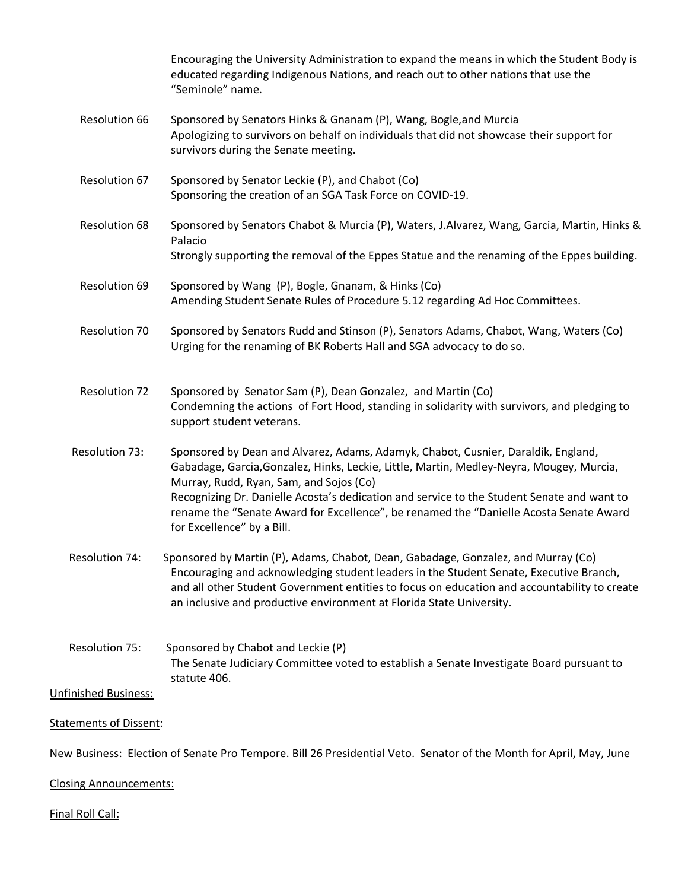Encouraging the University Administration to expand the means in which the Student Body is educated regarding Indigenous Nations, and reach out to other nations that use the "Seminole" name.

Resolution 66 Sponsored by Senators Hinks & Gnanam (P), Wang, Bogle,and Murcia
Apologizing to survivors on behalf on individuals that did not showcase their support for survivors during the Senate meeting.

Resolution 67 Sponsored by Senator Leckie (P), and Chabot (Co)
Sponsoring the creation of an SGA Task Force on COVID-19.

Resolution 68 Sponsored by Senators Chabot & Murcia (P), Waters, J.Alvarez, Wang, Garcia, Martin, Hinks & Palacio
Strongly supporting the removal of the Eppes Statue and the renaming of the Eppes building.

Resolution 69 Sponsored by Wang (P), Bogle, Gnanam, & Hinks (Co)
Amending Student Senate Rules of Procedure 5.12 regarding Ad Hoc Committees.

Resolution 70 Sponsored by Senators Rudd and Stinson (P), Senators Adams, Chabot, Wang, Waters (Co)
Urging for the renaming of BK Roberts Hall and SGA advocacy to do so.

Resolution 72 Sponsored by Senator Sam (P), Dean Gonzalez, and Martin (Co)
Condemning the actions of Fort Hood, standing in solidarity with survivors, and pledging to support student veterans.

Resolution 73: Sponsored by Dean and Alvarez, Adams, Adamyk, Chabot, Cusnier, Daraldik, England, Gabadage, Garcia,Gonzalez, Hinks, Leckie, Little, Martin, Medley-Neyra, Mougey, Murcia, Murray, Rudd, Ryan, Sam, and Sojos (Co)
Recognizing Dr. Danielle Acosta's dedication and service to the Student Senate and want to rename the "Senate Award for Excellence", be renamed the "Danielle Acosta Senate Award for Excellence" by a Bill.

Resolution 74: Sponsored by Martin (P), Adams, Chabot, Dean, Gabadage, Gonzalez, and Murray (Co)
Encouraging and acknowledging student leaders in the Student Senate, Executive Branch, and all other Student Government entities to focus on education and accountability to create an inclusive and productive environment at Florida State University.

Resolution 75: Sponsored by Chabot and Leckie (P)
The Senate Judiciary Committee voted to establish a Senate Investigate Board pursuant to statute 406.

Unfinished Business:

Statements of Dissent:

New Business: Election of Senate Pro Tempore. Bill 26 Presidential Veto. Senator of the Month for April, May, June

Closing Announcements:

Final Roll Call: